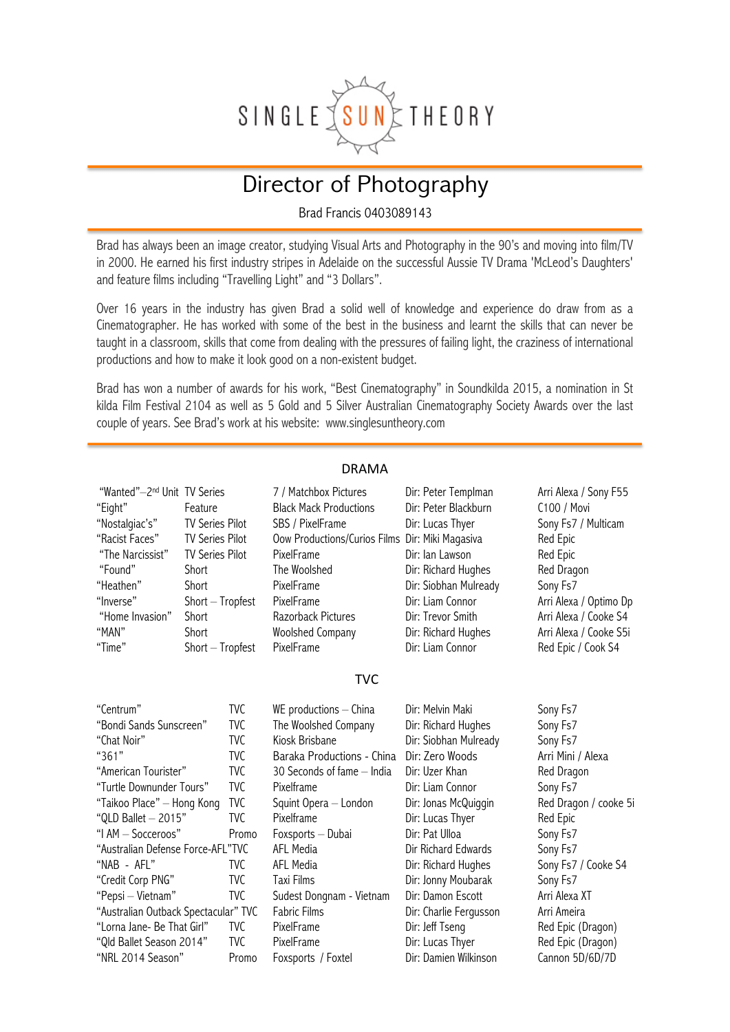SINGLE SUN THEORY

# Director of Photography

Brad Francis 0403089143

Brad has always been an image creator, studying Visual Arts and Photography in the 90's and moving into film/TV in 2000. He earned his first industry stripes in Adelaide on the successful Aussie TV Drama 'McLeod's Daughters' and feature films including "Travelling Light" and "3 Dollars".

Over 16 years in the industry has given Brad a solid well of knowledge and experience do draw from as a Cinematographer. He has worked with some of the best in the business and learnt the skills that can never be taught in a classroom, skills that come from dealing with the pressures of failing light, the craziness of international productions and how to make it look good on a non-existent budget.

Brad has won a number of awards for his work, "Best Cinematography" in Soundkilda 2015, a nomination in St kilda Film Festival 2104 as well as 5 Gold and 5 Silver Australian Cinematography Society Awards over the last couple of years. See Brad's work at his website: www.singlesuntheory.com

## DRAMA

| | | | | |
|---|---|---|---|---|
| "Wanted"–2nd Unit | TV Series | 7 / Matchbox Pictures | Dir: Peter Templman | Arri Alexa / Sony F55 |
| "Eight" | Feature | Black Mack Productions | Dir: Peter Blackburn | C100 / Movi |
| "Nostalgic's" | TV Series Pilot | SBS / PixelFrame | Dir: Lucas Thyer | Sony Fs7 / Multicam |
| "Racist Faces" | TV Series Pilot | Oow Productions/Curios Films | Dir: Miki Magasiva | Red Epic |
| "The Narcissist" | TV Series Pilot | PixelFrame | Dir: Ian Lawson | Red Epic |
| "Found" | Short | The Woolshed | Dir: Richard Hughes | Red Dragon |
| "Heathen" | Short | PixelFrame | Dir: Siobhan Mulready | Sony Fs7 |
| "Inverse" | Short – Tropfest | PixelFrame | Dir: Liam Connor | Arri Alexa / Optimo Dp |
| "Home Invasion" | Short | Razorback Pictures | Dir: Trevor Smith | Arri Alexa / Cooke S4 |
| "MAN" | Short | Woolshed Company | Dir: Richard Hughes | Arri Alexa / Cooke S5i |
| "Time" | Short – Tropfest | PixelFrame | Dir: Liam Connor | Red Epic / Cook S4 |

## TVC

| | | | | |
|---|---|---|---|---|
| "Centrum" | TVC | WE productions – China | Dir: Melvin Maki | Sony Fs7 |
| "Bondi Sands Sunscreen" | TVC | The Woolshed Company | Dir: Richard Hughes | Sony Fs7 |
| "Chat Noir" | TVC | Kiosk Brisbane | Dir: Siobhan Mulready | Sony Fs7 |
| "361" | TVC | Baraka Productions - China | Dir: Zero Woods | Arri Mini / Alexa |
| "American Tourister" | TVC | 30 Seconds of fame – India | Dir: Uzer Khan | Red Dragon |
| "Turtle Downunder Tours" | TVC | Pixelframe | Dir: Liam Connor | Sony Fs7 |
| "Taikoo Place" – Hong Kong | TVC | Squint Opera – London | Dir: Jonas McQuiggin | Red Dragon / cooke 5i |
| "QLD Ballet – 2015" | TVC | Pixelframe | Dir: Lucas Thyer | Red Epic |
| "I AM – Socceroos" | Promo | Foxsports – Dubai | Dir: Pat Ulloa | Sony Fs7 |
| "Australian Defense Force-AFL" | TVC | AFL Media | Dir Richard Edwards | Sony Fs7 |
| "NAB - AFL" | TVC | AFL Media | Dir: Richard Hughes | Sony Fs7 / Cooke S4 |
| "Credit Corp PNG" | TVC | Taxi Films | Dir: Jonny Moubarak | Sony Fs7 |
| "Pepsi – Vietnam" | TVC | Sudest Dongnam - Vietnam | Dir: Damon Escott | Arri Alexa XT |
| "Australian Outback Spectacular" | TVC | Fabric Films | Dir: Charlie Fergusson | Arri Ameira |
| "Lorna Jane- Be That Girl" | TVC | PixelFrame | Dir: Jeff Tseng | Red Epic (Dragon) |
| "Qld Ballet Season 2014" | TVC | PixelFrame | Dir: Lucas Thyer | Red Epic (Dragon) |
| "NRL 2014 Season" | Promo | Foxsports / Foxtel | Dir: Damien Wilkinson | Cannon 5D/6D/7D |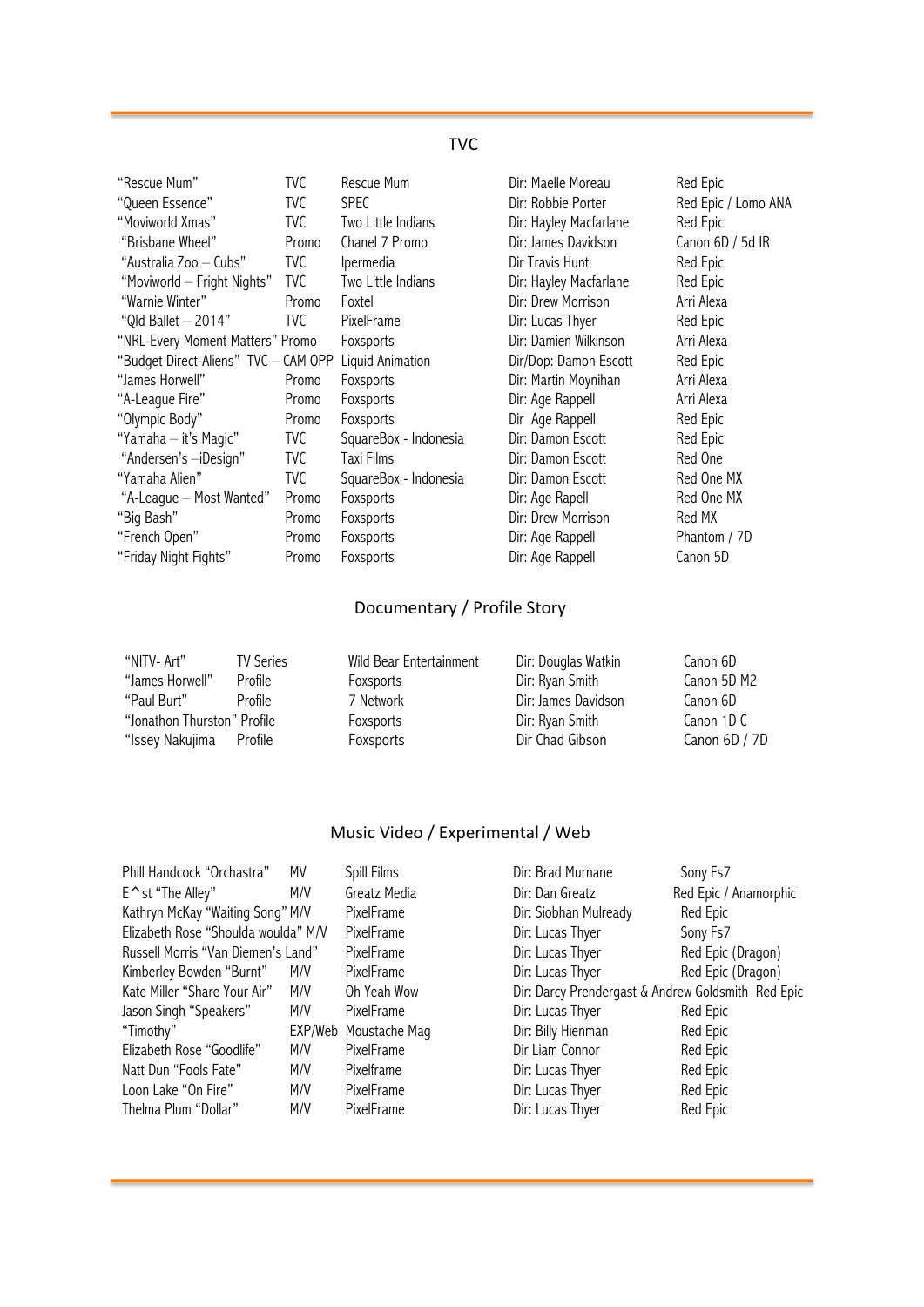## TVC

| | | | | |
|---|---|---|---|---|
| "Rescue Mum" | TVC | Rescue Mum | Dir: Maelle Moreau | Red Epic |
| "Queen Essence" | TVC | SPEC | Dir: Robbie Porter | Red Epic / Lomo ANA |
| "Moviworld Xmas" | TVC | Two Little Indians | Dir: Hayley Macfarlane | Red Epic |
| "Brisbane Wheel" | Promo | Chanel 7 Promo | Dir: James Davidson | Canon 6D / 5d IR |
| "Australia Zoo – Cubs" | TVC | Ipermedia | Dir Travis Hunt | Red Epic |
| "Moviworld – Fright Nights" | TVC | Two Little Indians | Dir: Hayley Macfarlane | Red Epic |
| "Warnie Winter" | Promo | Foxtel | Dir: Drew Morrison | Arri Alexa |
| "Qld Ballet – 2014" | TVC | PixelFrame | Dir: Lucas Thyer | Red Epic |
| "NRL-Every Moment Matters" | Promo | Foxsports | Dir: Damien Wilkinson | Arri Alexa |
| "Budget Direct-Aliens" | TVC – CAM OPP | Liquid Animation | Dir/Dop: Damon Escott | Red Epic |
| "James Horwell" | Promo | Foxsports | Dir: Martin Moynihan | Arri Alexa |
| "A-League Fire" | Promo | Foxsports | Dir: Age Rappell | Arri Alexa |
| "Olympic Body" | Promo | Foxsports | Dir Age Rappell | Red Epic |
| "Yamaha – it's Magic" | TVC | SquareBox - Indonesia | Dir: Damon Escott | Red Epic |
| "Andersen's –iDesign" | TVC | Taxi Films | Dir: Damon Escott | Red One |
| "Yamaha Alien" | TVC | SquareBox - Indonesia | Dir: Damon Escott | Red One MX |
| "A-League – Most Wanted" | Promo | Foxsports | Dir: Age Rapell | Red One MX |
| "Big Bash" | Promo | Foxsports | Dir: Drew Morrison | Red MX |
| "French Open" | Promo | Foxsports | Dir: Age Rappell | Phantom / 7D |
| "Friday Night Fights" | Promo | Foxsports | Dir: Age Rappell | Canon 5D |

## Documentary / Profile Story

| | | | | |
|---|---|---|---|---|
| "NITV- Art" | TV Series | Wild Bear Entertainment | Dir: Douglas Watkin | Canon 6D |
| "James Horwell" | Profile | Foxsports | Dir: Ryan Smith | Canon 5D M2 |
| "Paul Burt" | Profile | 7 Network | Dir: James Davidson | Canon 6D |
| "Jonathon Thurston" | Profile | Foxsports | Dir: Ryan Smith | Canon 1D C |
| "Issey Nakujima | Profile | Foxsports | Dir Chad Gibson | Canon 6D / 7D |

## Music Video / Experimental / Web

| | | | | |
|---|---|---|---|---|
| Phill Handcock "Orchastra" | MV | Spill Films | Dir: Brad Murnane | Sony Fs7 |
| E^st "The Alley" | M/V | Greatz Media | Dir: Dan Greatz | Red Epic / Anamorphic |
| Kathryn McKay "Waiting Song" | M/V | PixelFrame | Dir: Siobhan Mulready | Red Epic |
| Elizabeth Rose "Shoulda woulda" | M/V | PixelFrame | Dir: Lucas Thyer | Sony Fs7 |
| Russell Morris "Van Diemen's Land" | | PixelFrame | Dir: Lucas Thyer | Red Epic (Dragon) |
| Kimberley Bowden "Burnt" | M/V | PixelFrame | Dir: Lucas Thyer | Red Epic (Dragon) |
| Kate Miller "Share Your Air" | M/V | Oh Yeah Wow | Dir: Darcy Prendergast & Andrew Goldsmith | Red Epic |
| Jason Singh "Speakers" | M/V | PixelFrame | Dir: Lucas Thyer | Red Epic |
| "Timothy" | EXP/Web | Moustache Mag | Dir: Billy Hienman | Red Epic |
| Elizabeth Rose "Goodlife" | M/V | PixelFrame | Dir Liam Connor | Red Epic |
| Natt Dun "Fools Fate" | M/V | Pixelframe | Dir: Lucas Thyer | Red Epic |
| Loon Lake "On Fire" | M/V | PixelFrame | Dir: Lucas Thyer | Red Epic |
| Thelma Plum "Dollar" | M/V | PixelFrame | Dir: Lucas Thyer | Red Epic |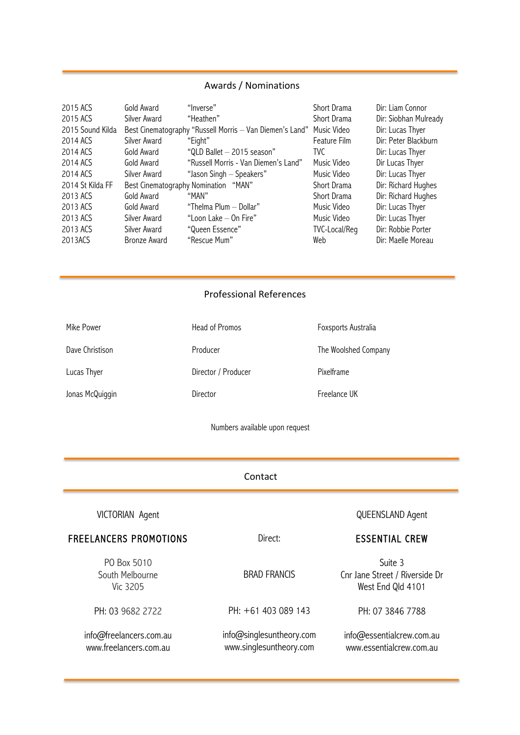## Awards / Nominations

| | | | | |
|---|---|---|---|---|
| 2015 ACS | Gold Award | "Inverse" | Short Drama | Dir: Liam Connor |
| 2015 ACS | Silver Award | "Heathen" | Short Drama | Dir: Siobhan Mulready |
| 2015 Sound Kilda | Best Cinematography | "Russell Morris – Van Diemen's Land" | Music Video | Dir: Lucas Thyer |
| 2014 ACS | Silver Award | "Eight" | Feature Film | Dir: Peter Blackburn |
| 2014 ACS | Gold Award | "QLD Ballet – 2015 season" | TVC | Dir: Lucas Thyer |
| 2014 ACS | Gold Award | "Russell Morris - Van Diemen's Land" | Music Video | Dir Lucas Thyer |
| 2014 ACS | Silver Award | "Jason Singh – Speakers" | Music Video | Dir: Lucas Thyer |
| 2014 St Kilda FF | Best Cinematography Nomination | "MAN" | Short Drama | Dir: Richard Hughes |
| 2013 ACS | Gold Award | "MAN" | Short Drama | Dir: Richard Hughes |
| 2013 ACS | Gold Award | "Thelma Plum – Dollar" | Music Video | Dir: Lucas Thyer |
| 2013 ACS | Silver Award | "Loon Lake – On Fire" | Music Video | Dir: Lucas Thyer |
| 2013 ACS | Silver Award | "Queen Essence" | TVC-Local/Reg | Dir: Robbie Porter |
| 2013ACS | Bronze Award | "Rescue Mum" | Web | Dir: Maelle Moreau |

## Professional References

| | | |
|---|---|---|
| Mike Power | Head of Promos | Foxsports Australia |
| Dave Christison | Producer | The Woolshed Company |
| Lucas Thyer | Director / Producer | Pixelframe |
| Jonas McQuiggin | Director | Freelance UK |

Numbers available upon request

## Contact

**VICTORIAN Agent**

**FREELANCERS PROMOTIONS**

PO Box 5010
South Melbourne
Vic 3205

PH: 03 9682 2722

info@freelancers.com.au
www.freelancers.com.au

**Direct:**

BRAD FRANCIS

PH: +61 403 089 143

info@singlesuntheory.com
www.singlesuntheory.com

**QUEENSLAND Agent**

**ESSENTIAL CREW**

Suite 3
Cnr Jane Street / Riverside Dr
West End Qld 4101

PH: 07 3846 7788

info@essentialcrew.com.au
www.essentialcrew.com.au